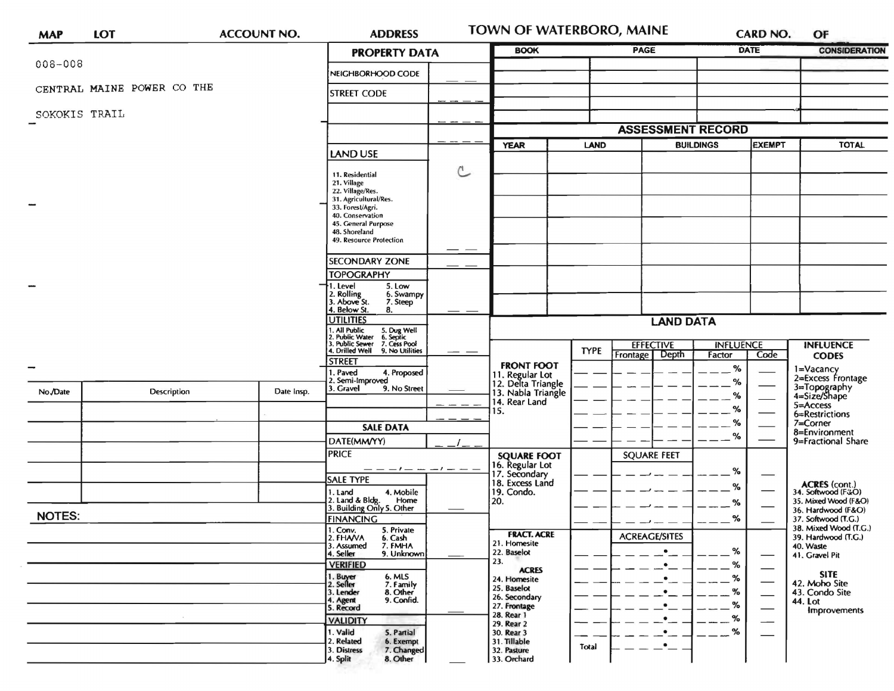# TOWN OF WATERBORO, MAINE

| MAP | LOT | ACCOUNT NO. | ADDRESS | CARD NO. | OF |
|---|---|---|---|---|---|

008-008

CENTRAL MAINE POWER CO THE

SOKOKIS TRAIL

## PROPERTY DATA

| | |
|---|---|
| NEIGHBORHOOD CODE | |
| STREET CODE | |
| | |
| | |
| LAND USE<br>11. Residential<br>21. Village<br>22. Village/Res.<br>31. Agricultural/Res.<br>33. Forest/Agri.<br>40. Conservation<br>45. General Purpose<br>48. Shoreland<br>49. Resource Protection | C |
| SECONDARY ZONE | |
| TOPOGRAPHY<br>1. Level 5. Low<br>2. Rolling 6. Swampy<br>3. Above St. 7. Steep<br>4. Below St. 8. | |
| UTILITIES<br>1. All Public 5. Dug Well<br>2. Public Water 6. Septic<br>3. Public Sewer 7. Cess Pool<br>4. Drilled Well 9. No Utilities | |
| STREET<br>1. Paved 4. Proposed<br>2. Semi-Improved<br>3. Gravel 9. No Street | |

## SALE DATA

| | |
|---|---|
| DATE(MM/YY) | __/__ |
| PRICE | |
| SALE TYPE<br>1. Land 4. Mobile Home<br>2. Land & Bldg.<br>3. Building Only 5. Other | |
| FINANCING<br>1. Conv. 5. Private<br>2. FHA/VA 6. Cash<br>3. Assumed 7. FMHA<br>4. Seller 9. Unknown | |
| VERIFIED<br>1. Buyer 6. MLS<br>2. Seller 7. Family<br>3. Lender 8. Other<br>4. Agent 9. Confid.<br>5. Record | |
| VALIDITY<br>1. Valid 5. Partial<br>2. Related 6. Exempt<br>3. Distress 7. Changed<br>4. Split 8. Other | |

| BOOK | PAGE | DATE | CONSIDERATION |
|---|---|---|---|
| | | | |
| | | | |
| | | | |
| | | | |

## ASSESSMENT RECORD

| YEAR | LAND | BUILDINGS | EXEMPT | TOTAL |
|---|---|---|---|---|
| | | | | |
| | | | | |
| | | | | |
| | | | | |
| | | | | |
| | | | | |
| | | | | |

## LAND DATA

| | TYPE | EFFECTIVE Frontage | EFFECTIVE Depth | INFLUENCE Factor | INFLUENCE Code |
|---|---|---|---|---|---|
| **FRONT FOOT**<br>11. Regular Lot<br>12. Delta Triangle<br>13. Nabla Triangle<br>14. Rear Land<br>15. | | | | % | |
| **SQUARE FOOT**<br>16. Regular Lot<br>17. Secondary<br>18. Excess Land<br>19. Condo.<br>20. | | SQUARE FEET | | % | |
| **FRACT. ACRE**<br>21. Homesite<br>22. Baselot<br>23.<br>**ACRES**<br>24. Homesite<br>25. Baselot<br>26. Secondary<br>27. Frontage<br>28. Rear 1<br>29. Rear 2<br>30. Rear 3<br>31. Tillable<br>32. Pasture<br>33. Orchard | Total | ACREAGE/SITES | | % | |

**INFLUENCE CODES**
1=Vacancy
2=Excess Frontage
3=Topography
4=Size/Shape
5=Access
6=Restrictions
7=Corner
8=Environment
9=Fractional Share

**ACRES (cont.)**
34. Softwood (F&O)
35. Mixed Wood (F&O)
36. Hardwood (F&O)
37. Softwood (T.G.)
38. Mixed Wood (T.G.)
39. Hardwood (T.G.)
40. Waste
41. Gravel Pit

**SITE**
42. Moho Site
43. Condo Site
44. Lot Improvements

| No./Date | Description | Date Insp. |
|---|---|---|
| | | |
| | | |
| | | |
| | | |
| | | |

**NOTES:**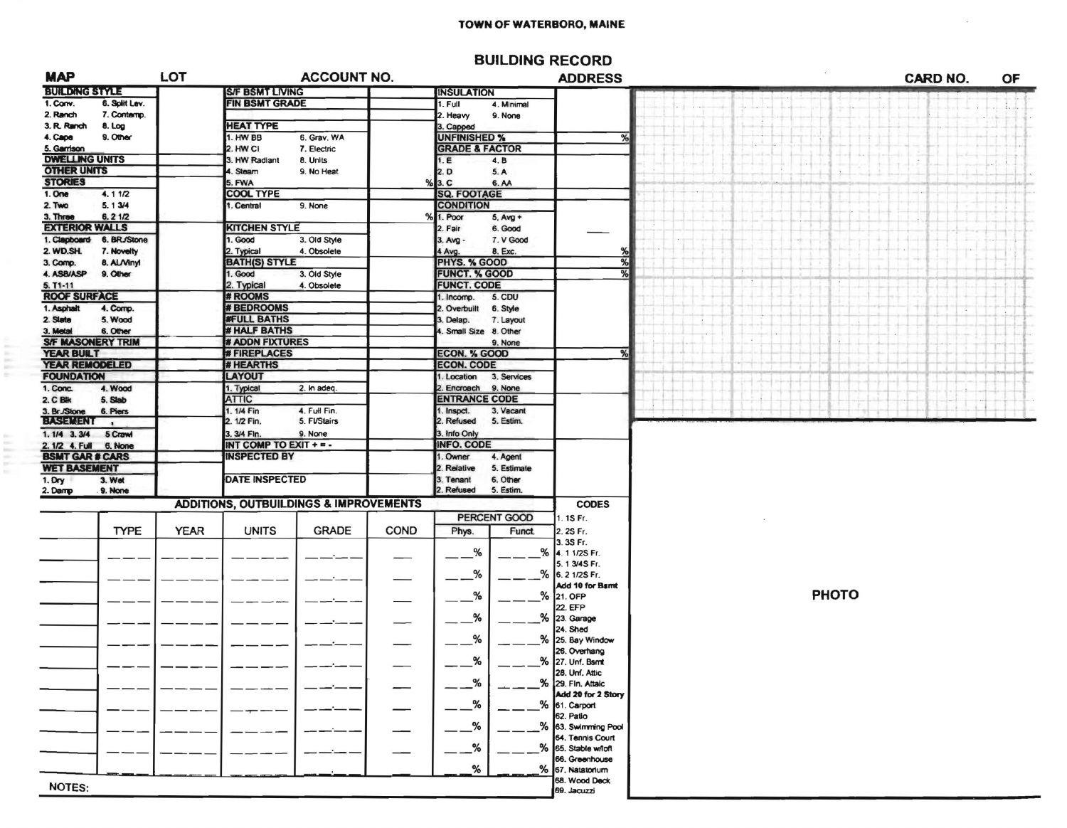**TOWN OF WATERBORO, MAINE**

## BUILDING RECORD

MAP | LOT | ACCOUNT NO. | ADDRESS | CARD NO. OF

| | | | | | |
|---|---|---|---|---|---|
| **BUILDING STYLE** | | **S/F BSMT LIVING** | | **INSULATION** | |
| 1. Conv. 6. Split Lev. | | **FIN BSMT GRADE** | | 1. Full 4. Minimal | |
| 2. Ranch 7. Contemp. | | | | 2. Heavy 9. None | |
| 3. R. Ranch 8. Log | | **HEAT TYPE** | | 3. Capped | |
| 4. Cape 9. Other | | 1. HW BB 6. Grav. WA | | **UNFINISHED %** | % |
| 5. Garrison | | 2. HW CI 7. Electric | | **GRADE & FACTOR** | |
| **DWELLING UNITS** | | 3. HW Radiant 8. Units | | 1. E 4. B | |
| **OTHER UNITS** | | 4. Steam 9. No Heat | | 2. D 5. A | |
| **STORIES** | | 5. FWA | % | 3. C 6. AA | |
| 1. One 4. 1 1/2 | | **COOL TYPE** | | **SQ. FOOTAGE** | |
| 2. Two 5. 1 3/4 | | 1. Central 9. None | | **CONDITION** | |
| 3. Three 6. 2 1/2 | | | % | 1. Poor 5. Avg + | |
| **EXTERIOR WALLS** | | **KITCHEN STYLE** | | 2. Fair 6. Good | |
| 1. Clapboard 6. BR./Stone | | 1. Good 3. Old Style | | 3. Avg - 7. V Good | |
| 2. WD.SH. 7. Novelty | | 2. Typical 4. Obsolete | | 4 Avg. 8. Exc. | % |
| 3. Comp. 8. AL/Vinyl | | **BATH(S) STYLE** | | **PHYS. % GOOD** | % |
| 4. ASB/ASP 9. Other | | 1. Good 3. Old Style | | **FUNCT. % GOOD** | % |
| 5. T1-11 | | 2. Typical 4. Obsolete | | **FUNCT. CODE** | |
| **ROOF SURFACE** | | **# ROOMS** | | 1. Incomp. 5. CDU | |
| 1. Asphalt 4. Comp. | | **# BEDROOMS** | | 2. Overbuilt 6. Style | |
| 2. Slate 5. Wood | | **#FULL BATHS** | | 3. Delap. 7. Layout | |
| 3. Metal 6. Other | | **# HALF BATHS** | | 4. Small Size 8. Other | |
| **S/F MASONERY TRIM** | | **# ADDN FIXTURES** | | 9. None | |
| **YEAR BUILT** | | **# FIREPLACES** | | **ECON. % GOOD** | % |
| **YEAR REMODELED** | | **# HEARTHS** | | **ECON. CODE** | |
| **FOUNDATION** | | **LAYOUT** | | 1. Location 3. Services | |
| 1. Conc. 4. Wood | | 1. Typical 2. In adeq. | | 2. Encroach 9. None | |
| 2. C Blk 5. Slab | | **ATTIC** | | **ENTRANCE CODE** | |
| 3. Br./Stone 6. Piers | | 1. 1/4 Fin 4. Full Fin. | | 1. Inspct. 3. Vacant | |
| **BASEMENT** | | 2. 1/2 Fin. 5. Fl/Stairs | | 2. Refused 5. Estim. | |
| 1. 1/4 3. 3/4 5 Crawl | | 3. 3/4 Fin. 9. None | | 3. Info Only | |
| 2. 1/2 4. Full 6. None | | **INT COMP TO EXIT + = -** | | **INFO. CODE** | |
| **BSMT GAR # CARS** | | **INSPECTED BY** | | 1. Owner 4. Agent | |
| **WET BASEMENT** | | | | 2. Relative 5. Estimate | |
| 1. Dry 3. Wet | | **DATE INSPECTED** | | 3. Tenant 6. Other | |
| 2. Damp 9. None | | | | 2. Refused 5. Estim. | |

### ADDITIONS, OUTBUILDINGS & IMPROVEMENTS

| | TYPE | YEAR | UNITS | GRADE | COND | PERCENT GOOD | |
|---|---|---|---|---|---|---|---|
| | | | | | | Phys. | Funct. |
| | | | | | | % | % |
| | | | | | | % | % |
| | | | | | | % | % |
| | | | | | | % | % |
| | | | | | | % | % |
| | | | | | | % | % |
| | | | | | | % | % |
| | | | | | | % | % |
| | | | | | | % | % |
| | | | | | | % | % |
| | | | | | | % | % |

**CODES**
1. 1S Fr.
2. 2S Fr.
3. 3S Fr.
4. 1 1/2S Fr.
5. 1 3/4S Fr.
6. 2 1/2S Fr.

**Add 10 for Bsmt**

21. OFP
22. EFP
23. Garage
24. Shed
25. Bay Window
26. Overhang
27. Unf. Bsmt
28. Unf. Attic
29. Fin. Attaic

**Add 20 for 2 Story**

61. Carport
62. Patio
63. Swimming Pool
64. Tennis Court
65. Stable w/loft
66. Greenhouse
67. Natatorium
68. Wood Deck
69. Jacuzzi

NOTES:

PHOTO